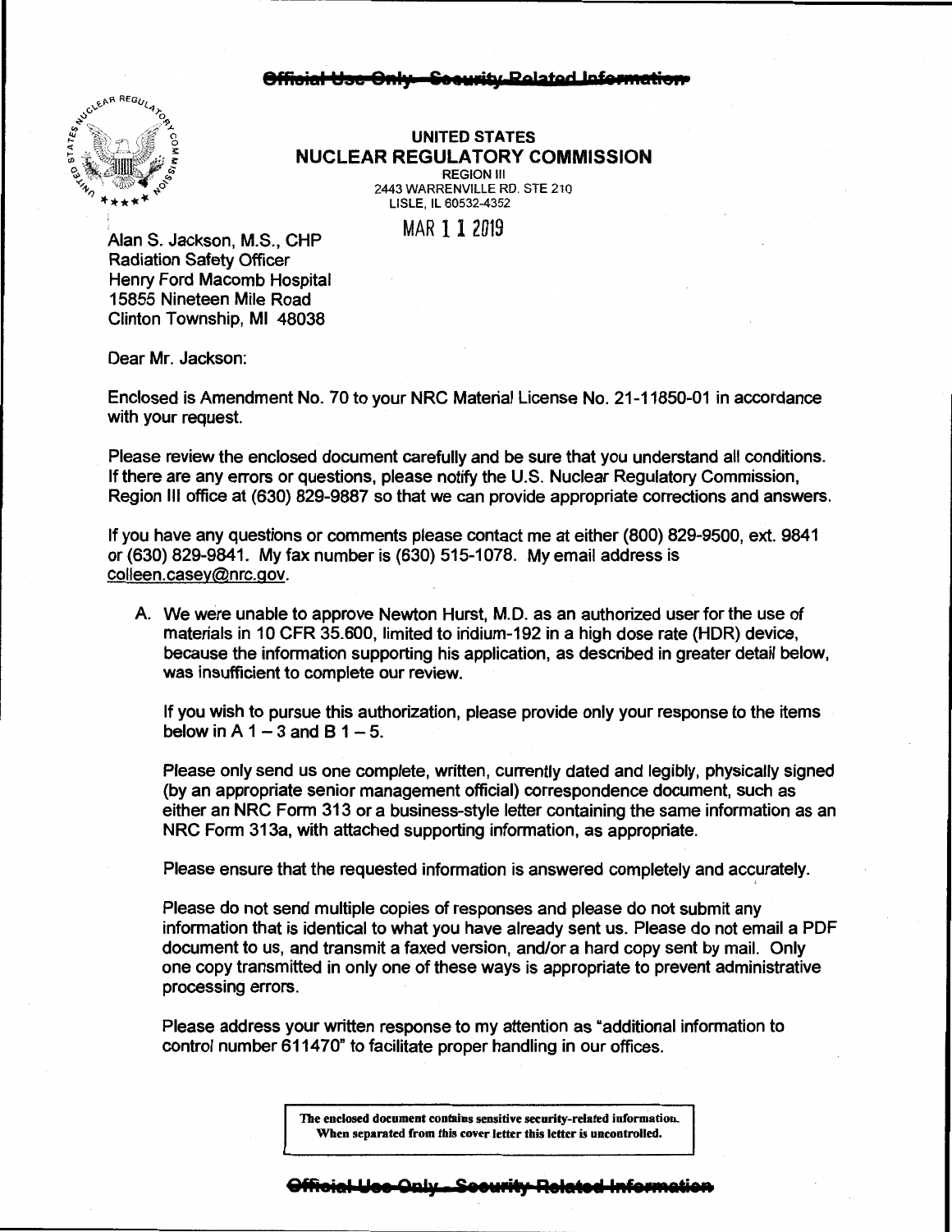~~Official Use Only - Security Related Information~~

**UNITED STATES**
**NUCLEAR REGULATORY COMMISSION**
REGION III
2443 WARRENVILLE RD. STE 210
LISLE, IL 60532-4352

MAR 11 2019

Alan S. Jackson, M.S., CHP
Radiation Safety Officer
Henry Ford Macomb Hospital
15855 Nineteen Mile Road
Clinton Township, MI 48038

Dear Mr. Jackson:

Enclosed is Amendment No. 70 to your NRC Material License No. 21-11850-01 in accordance with your request.

Please review the enclosed document carefully and be sure that you understand all conditions. If there are any errors or questions, please notify the U.S. Nuclear Regulatory Commission, Region III office at (630) 829-9887 so that we can provide appropriate corrections and answers.

If you have any questions or comments please contact me at either (800) 829-9500, ext. 9841 or (630) 829-9841. My fax number is (630) 515-1078. My email address is colleen.casey@nrc.gov.

A. We were unable to approve Newton Hurst, M.D. as an authorized user for the use of materials in 10 CFR 35.600, limited to iridium-192 in a high dose rate (HDR) device, because the information supporting his application, as described in greater detail below, was insufficient to complete our review.

   If you wish to pursue this authorization, please provide only your response to the items below in A 1 – 3 and B 1 – 5.

   Please only send us one complete, written, currently dated and legibly, physically signed (by an appropriate senior management official) correspondence document, such as either an NRC Form 313 or a business-style letter containing the same information as an NRC Form 313a, with attached supporting information, as appropriate.

   Please ensure that the requested information is answered completely and accurately.

   Please do not send multiple copies of responses and please do not submit any information that is identical to what you have already sent us. Please do not email a PDF document to us, and transmit a faxed version, and/or a hard copy sent by mail. Only one copy transmitted in only one of these ways is appropriate to prevent administrative processing errors.

   Please address your written response to my attention as "additional information to control number 611470" to facilitate proper handling in our offices.

**The enclosed document contains sensitive security-related information. When separated from this cover letter this letter is uncontrolled.**

~~Official Use Only - Security Related Information~~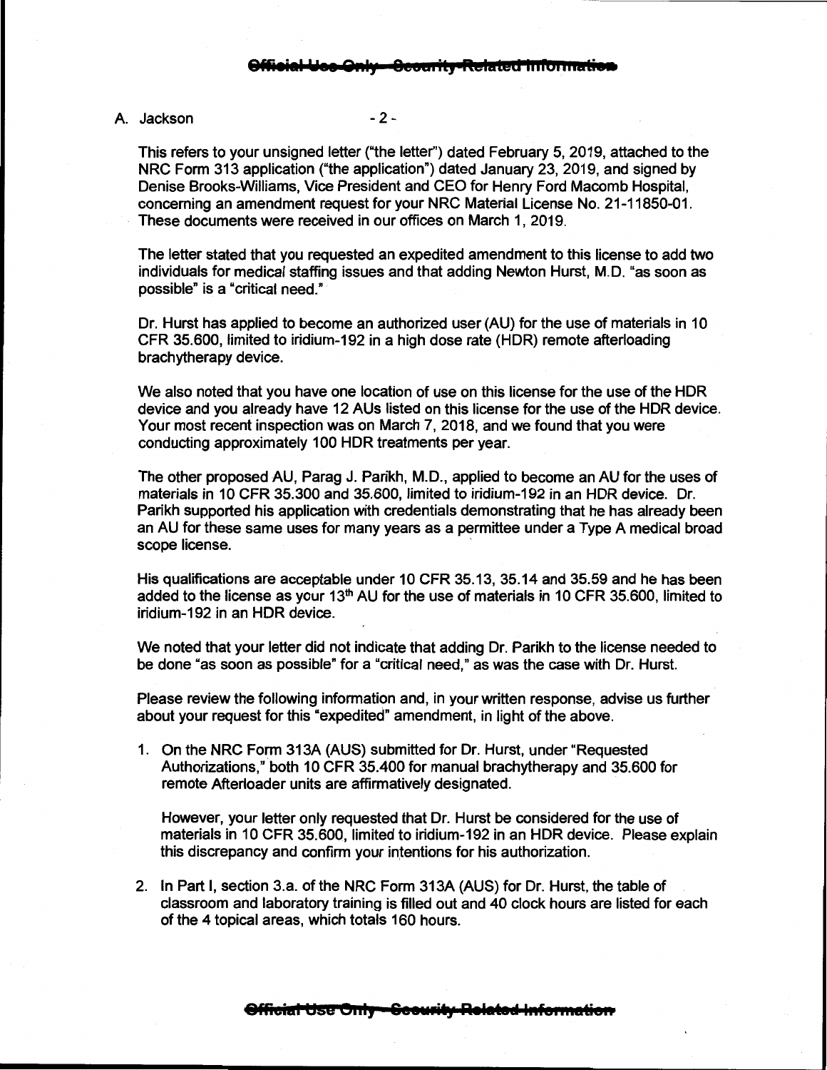A. Jackson

This refers to your unsigned letter ("the letter") dated February 5, 2019, attached to the NRC Form 313 application ("the application") dated January 23, 2019, and signed by Denise Brooks-Williams, Vice President and CEO for Henry Ford Macomb Hospital, concerning an amendment request for your NRC Material License No. 21-11850-01. These documents were received in our offices on March 1, 2019.

The letter stated that you requested an expedited amendment to this license to add two individuals for medical staffing issues and that adding Newton Hurst, M.D. "as soon as possible" is a "critical need."

Dr. Hurst has applied to become an authorized user (AU) for the use of materials in 10 CFR 35.600, limited to iridium-192 in a high dose rate (HDR) remote afterloading brachytherapy device.

We also noted that you have one location of use on this license for the use of the HDR device and you already have 12 AUs listed on this license for the use of the HDR device. Your most recent inspection was on March 7, 2018, and we found that you were conducting approximately 100 HDR treatments per year.

The other proposed AU, Parag J. Parikh, M.D., applied to become an AU for the uses of materials in 10 CFR 35.300 and 35.600, limited to iridium-192 in an HDR device. Dr. Parikh supported his application with credentials demonstrating that he has already been an AU for these same uses for many years as a permittee under a Type A medical broad scope license.

His qualifications are acceptable under 10 CFR 35.13, 35.14 and 35.59 and he has been added to the license as your 13th AU for the use of materials in 10 CFR 35.600, limited to iridium-192 in an HDR device.

We noted that your letter did not indicate that adding Dr. Parikh to the license needed to be done "as soon as possible" for a "critical need," as was the case with Dr. Hurst.

Please review the following information and, in your written response, advise us further about your request for this "expedited" amendment, in light of the above.

1. On the NRC Form 313A (AUS) submitted for Dr. Hurst, under "Requested Authorizations," both 10 CFR 35.400 for manual brachytherapy and 35.600 for remote Afterloader units are affirmatively designated.

   However, your letter only requested that Dr. Hurst be considered for the use of materials in 10 CFR 35.600, limited to iridium-192 in an HDR device. Please explain this discrepancy and confirm your intentions for his authorization.

2. In Part I, section 3.a. of the NRC Form 313A (AUS) for Dr. Hurst, the table of classroom and laboratory training is filled out and 40 clock hours are listed for each of the 4 topical areas, which totals 160 hours.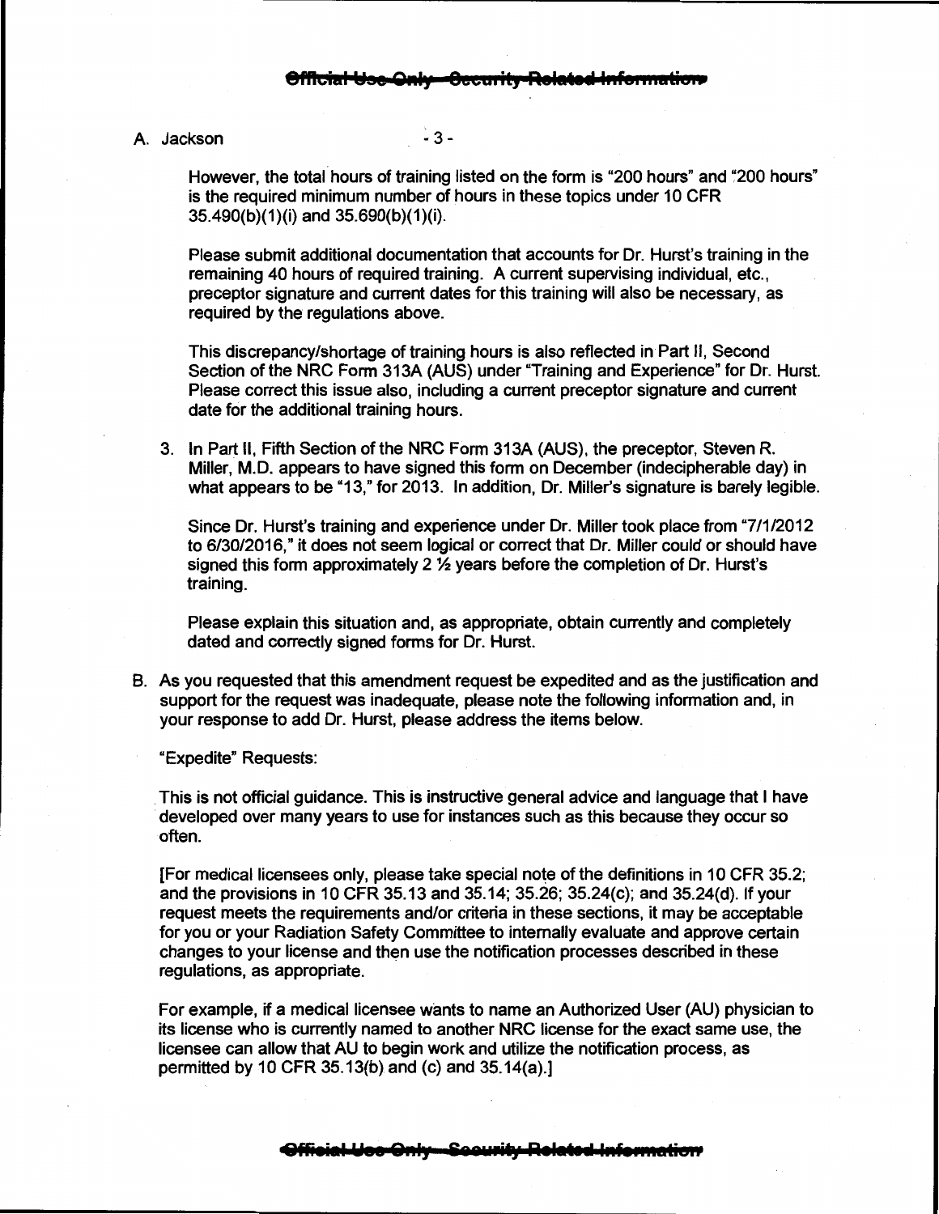However, the total hours of training listed on the form is "200 hours" and "200 hours" is the required minimum number of hours in these topics under 10 CFR 35.490(b)(1)(i) and 35.690(b)(1)(i).

Please submit additional documentation that accounts for Dr. Hurst's training in the remaining 40 hours of required training. A current supervising individual, etc., preceptor signature and current dates for this training will also be necessary, as required by the regulations above.

This discrepancy/shortage of training hours is also reflected in Part II, Second Section of the NRC Form 313A (AUS) under "Training and Experience" for Dr. Hurst. Please correct this issue also, including a current preceptor signature and current date for the additional training hours.

3. In Part II, Fifth Section of the NRC Form 313A (AUS), the preceptor, Steven R. Miller, M.D. appears to have signed this form on December (indecipherable day) in what appears to be "13," for 2013. In addition, Dr. Miller's signature is barely legible.

   Since Dr. Hurst's training and experience under Dr. Miller took place from "7/1/2012 to 6/30/2016," it does not seem logical or correct that Dr. Miller could or should have signed this form approximately 2 ½ years before the completion of Dr. Hurst's training.

   Please explain this situation and, as appropriate, obtain currently and completely dated and correctly signed forms for Dr. Hurst.

B. As you requested that this amendment request be expedited and as the justification and support for the request was inadequate, please note the following information and, in your response to add Dr. Hurst, please address the items below.

   "Expedite" Requests:

   This is not official guidance. This is instructive general advice and language that I have developed over many years to use for instances such as this because they occur so often.

   [For medical licensees only, please take special note of the definitions in 10 CFR 35.2; and the provisions in 10 CFR 35.13 and 35.14; 35.26; 35.24(c); and 35.24(d). If your request meets the requirements and/or criteria in these sections, it may be acceptable for you or your Radiation Safety Committee to internally evaluate and approve certain changes to your license and then use the notification processes described in these regulations, as appropriate.

   For example, if a medical licensee wants to name an Authorized User (AU) physician to its license who is currently named to another NRC license for the exact same use, the licensee can allow that AU to begin work and utilize the notification process, as permitted by 10 CFR 35.13(b) and (c) and 35.14(a).]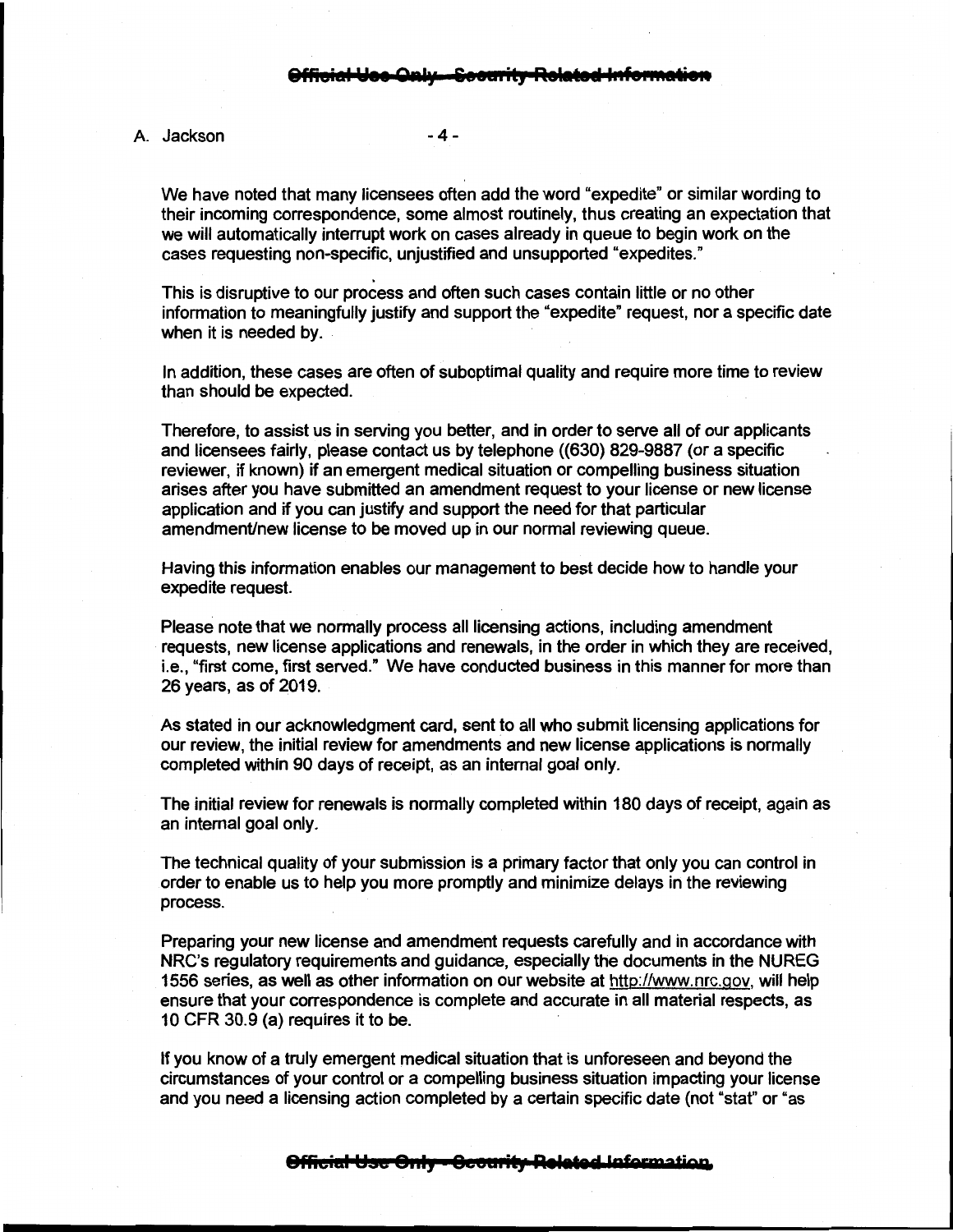We have noted that many licensees often add the word "expedite" or similar wording to their incoming correspondence, some almost routinely, thus creating an expectation that we will automatically interrupt work on cases already in queue to begin work on the cases requesting non-specific, unjustified and unsupported "expedites."

This is disruptive to our process and often such cases contain little or no other information to meaningfully justify and support the "expedite" request, nor a specific date when it is needed by.

In addition, these cases are often of suboptimal quality and require more time to review than should be expected.

Therefore, to assist us in serving you better, and in order to serve all of our applicants and licensees fairly, please contact us by telephone ((630) 829-9887 (or a specific reviewer, if known) if an emergent medical situation or compelling business situation arises after you have submitted an amendment request to your license or new license application and if you can justify and support the need for that particular amendment/new license to be moved up in our normal reviewing queue.

Having this information enables our management to best decide how to handle your expedite request.

Please note that we normally process all licensing actions, including amendment requests, new license applications and renewals, in the order in which they are received, i.e., "first come, first served." We have conducted business in this manner for more than 26 years, as of 2019.

As stated in our acknowledgment card, sent to all who submit licensing applications for our review, the initial review for amendments and new license applications is normally completed within 90 days of receipt, as an internal goal only.

The initial review for renewals is normally completed within 180 days of receipt, again as an internal goal only.

The technical quality of your submission is a primary factor that only you can control in order to enable us to help you more promptly and minimize delays in the reviewing process.

Preparing your new license and amendment requests carefully and in accordance with NRC's regulatory requirements and guidance, especially the documents in the NUREG 1556 series, as well as other information on our website at http://www.nrc.gov, will help ensure that your correspondence is complete and accurate in all material respects, as 10 CFR 30.9 (a) requires it to be.

If you know of a truly emergent medical situation that is unforeseen and beyond the circumstances of your control or a compelling business situation impacting your license and you need a licensing action completed by a certain specific date (not "stat" or "as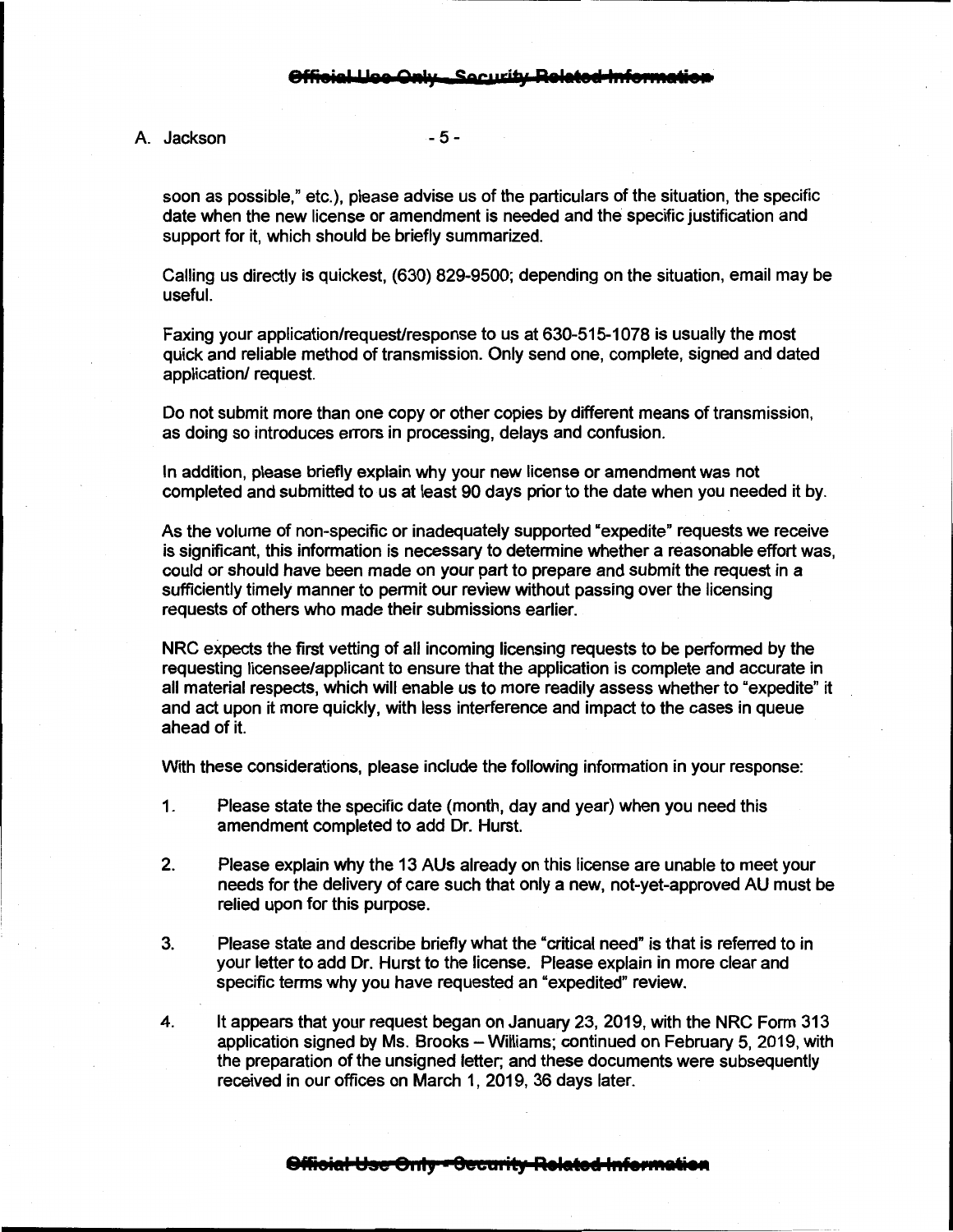soon as possible," etc.), please advise us of the particulars of the situation, the specific date when the new license or amendment is needed and the specific justification and support for it, which should be briefly summarized.

Calling us directly is quickest, (630) 829-9500; depending on the situation, email may be useful.

Faxing your application/request/response to us at 630-515-1078 is usually the most quick and reliable method of transmission. Only send one, complete, signed and dated application/ request.

Do not submit more than one copy or other copies by different means of transmission, as doing so introduces errors in processing, delays and confusion.

In addition, please briefly explain why your new license or amendment was not completed and submitted to us at least 90 days prior to the date when you needed it by.

As the volume of non-specific or inadequately supported "expedite" requests we receive is significant, this information is necessary to determine whether a reasonable effort was, could or should have been made on your part to prepare and submit the request in a sufficiently timely manner to permit our review without passing over the licensing requests of others who made their submissions earlier.

NRC expects the first vetting of all incoming licensing requests to be performed by the requesting licensee/applicant to ensure that the application is complete and accurate in all material respects, which will enable us to more readily assess whether to "expedite" it and act upon it more quickly, with less interference and impact to the cases in queue ahead of it.

With these considerations, please include the following information in your response:

1. Please state the specific date (month, day and year) when you need this amendment completed to add Dr. Hurst.

2. Please explain why the 13 AUs already on this license are unable to meet your needs for the delivery of care such that only a new, not-yet-approved AU must be relied upon for this purpose.

3. Please state and describe briefly what the "critical need" is that is referred to in your letter to add Dr. Hurst to the license. Please explain in more clear and specific terms why you have requested an "expedited" review.

4. It appears that your request began on January 23, 2019, with the NRC Form 313 application signed by Ms. Brooks – Williams; continued on February 5, 2019, with the preparation of the unsigned letter; and these documents were subsequently received in our offices on March 1, 2019, 36 days later.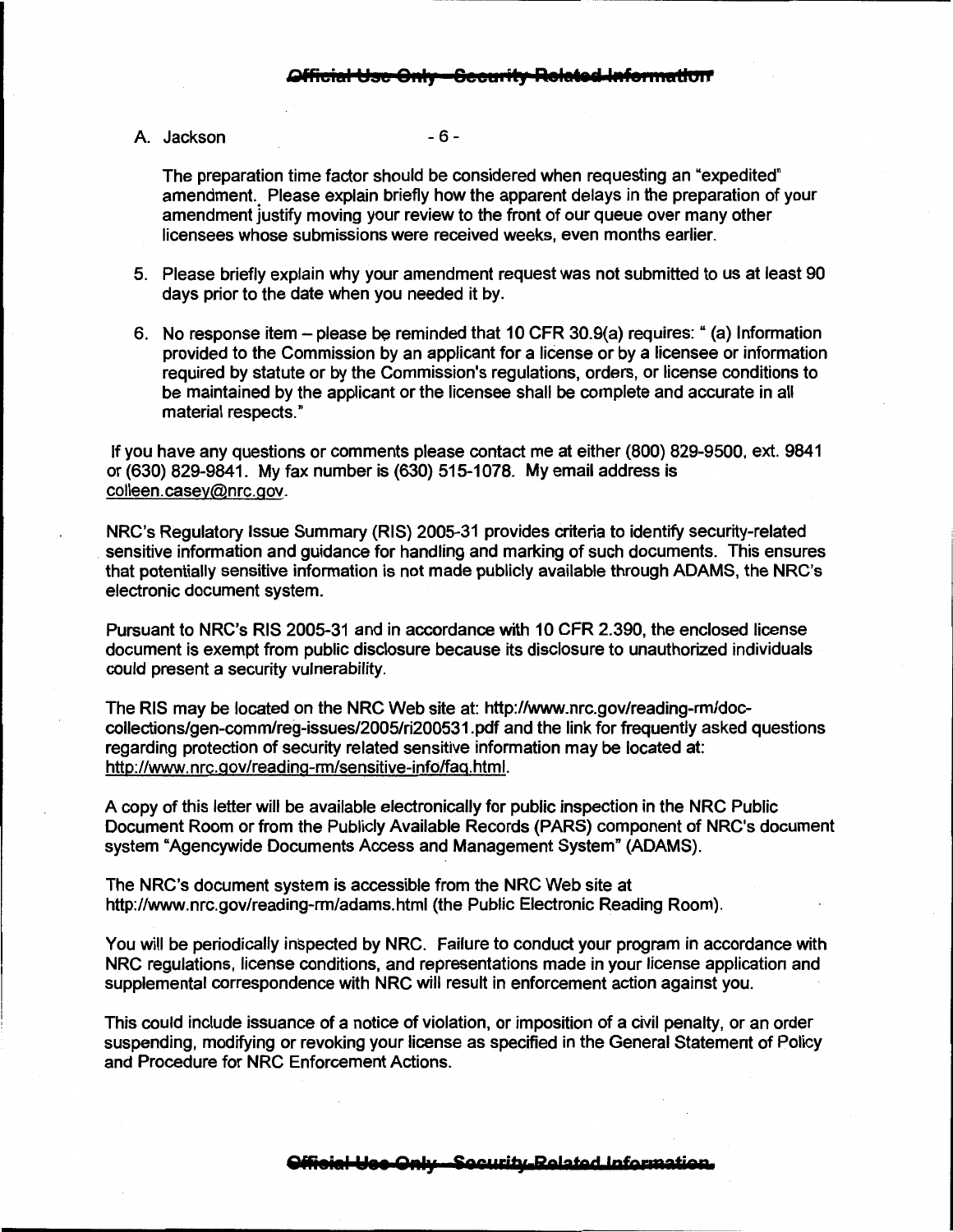The preparation time factor should be considered when requesting an "expedited" amendment. Please explain briefly how the apparent delays in the preparation of your amendment justify moving your review to the front of our queue over many other licensees whose submissions were received weeks, even months earlier.

5. Please briefly explain why your amendment request was not submitted to us at least 90 days prior to the date when you needed it by.

6. No response item – please be reminded that 10 CFR 30.9(a) requires: " (a) Information provided to the Commission by an applicant for a license or by a licensee or information required by statute or by the Commission's regulations, orders, or license conditions to be maintained by the applicant or the licensee shall be complete and accurate in all material respects."

If you have any questions or comments please contact me at either (800) 829-9500, ext. 9841 or (630) 829-9841. My fax number is (630) 515-1078. My email address is colleen.casey@nrc.gov.

NRC's Regulatory Issue Summary (RIS) 2005-31 provides criteria to identify security-related sensitive information and guidance for handling and marking of such documents. This ensures that potentially sensitive information is not made publicly available through ADAMS, the NRC's electronic document system.

Pursuant to NRC's RIS 2005-31 and in accordance with 10 CFR 2.390, the enclosed license document is exempt from public disclosure because its disclosure to unauthorized individuals could present a security vulnerability.

The RIS may be located on the NRC Web site at: http://www.nrc.gov/reading-rm/doc-collections/gen-comm/reg-issues/2005/ri200531.pdf and the link for frequently asked questions regarding protection of security related sensitive information may be located at: http://www.nrc.gov/reading-rm/sensitive-info/faq.html.

A copy of this letter will be available electronically for public inspection in the NRC Public Document Room or from the Publicly Available Records (PARS) component of NRC's document system "Agencywide Documents Access and Management System" (ADAMS).

The NRC's document system is accessible from the NRC Web site at http://www.nrc.gov/reading-rm/adams.html (the Public Electronic Reading Room).

You will be periodically inspected by NRC. Failure to conduct your program in accordance with NRC regulations, license conditions, and representations made in your license application and supplemental correspondence with NRC will result in enforcement action against you.

This could include issuance of a notice of violation, or imposition of a civil penalty, or an order suspending, modifying or revoking your license as specified in the General Statement of Policy and Procedure for NRC Enforcement Actions.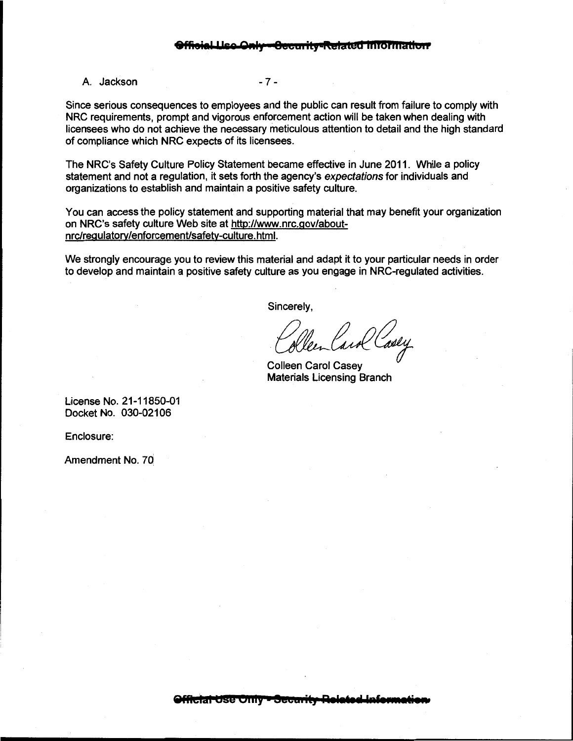Since serious consequences to employees and the public can result from failure to comply with NRC requirements, prompt and vigorous enforcement action will be taken when dealing with licensees who do not achieve the necessary meticulous attention to detail and the high standard of compliance which NRC expects of its licensees.

The NRC's Safety Culture Policy Statement became effective in June 2011. While a policy statement and not a regulation, it sets forth the agency's *expectations* for individuals and organizations to establish and maintain a positive safety culture.

You can access the policy statement and supporting material that may benefit your organization on NRC's safety culture Web site at http://www.nrc.gov/about-nrc/regulatory/enforcement/safety-culture.html.

We strongly encourage you to review this material and adapt it to your particular needs in order to develop and maintain a positive safety culture as you engage in NRC-regulated activities.

Sincerely,

Colleen Carol Casey
Materials Licensing Branch

License No. 21-11850-01
Docket No. 030-02106

Enclosure:

Amendment No. 70